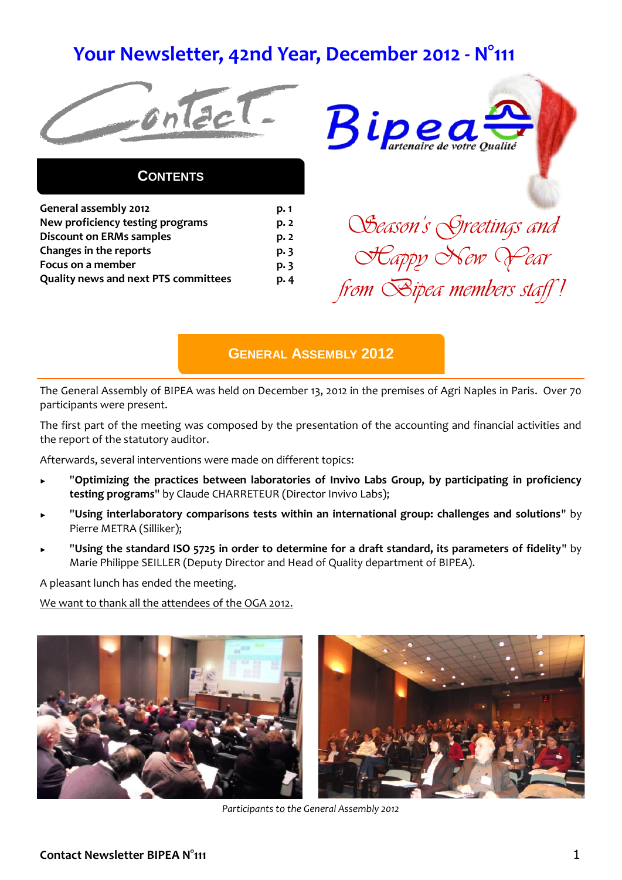# Your Newsletter, 42nd Year, December 2012 - N°111

Contact

## CONTENTS

| | |
|---|---|
| **General assembly 2012** | **p. 1** |
| **New proficiency testing programs** | **p. 2** |
| **Discount on ERMs samples** | **p. 2** |
| **Changes in the reports** | **p. 3** |
| **Focus on a member** | **p. 3** |
| **Quality news and next PTS committees** | **p. 4** |

Bipea — Partenaire de votre Qualité

*Season's Greetings and Happy New Year from Bipea members staff !*

## GENERAL ASSEMBLY 2012

The General Assembly of BIPEA was held on December 13, 2012 in the premises of Agri Naples in Paris. Over 70 participants were present.

The first part of the meeting was composed by the presentation of the accounting and financial activities and the report of the statutory auditor.

Afterwards, several interventions were made on different topics:

- **"Optimizing the practices between laboratories of Invivo Labs Group, by participating in proficiency testing programs"** by Claude CHARRETEUR (Director Invivo Labs);
- **"Using interlaboratory comparisons tests within an international group: challenges and solutions"** by Pierre METRA (Silliker);
- **"Using the standard ISO 5725 in order to determine for a draft standard, its parameters of fidelity"** by Marie Philippe SEILLER (Deputy Director and Head of Quality department of BIPEA).

A pleasant lunch has ended the meeting.

We want to thank all the attendees of the OGA 2012.

*Participants to the General Assembly 2012*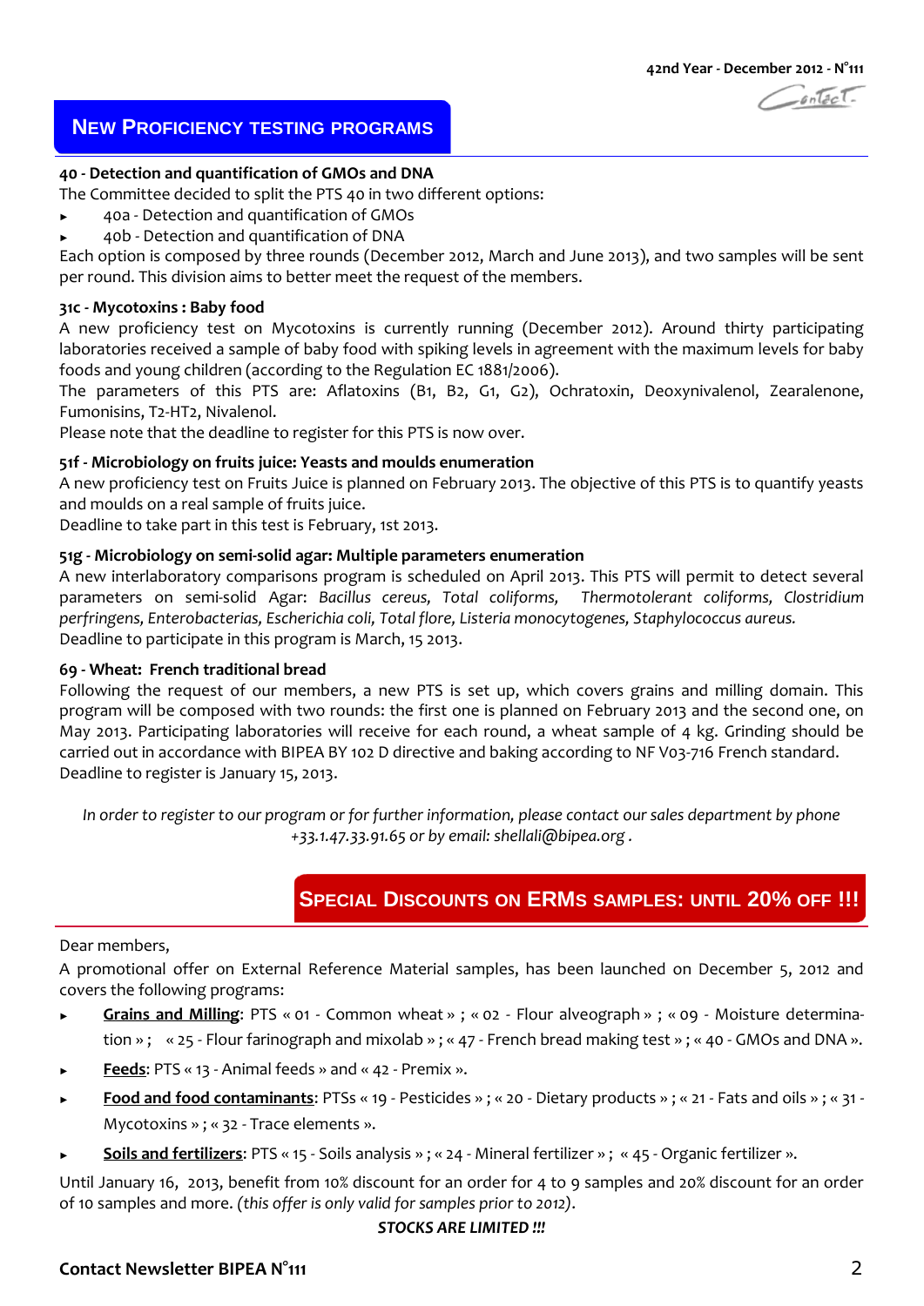## New Proficiency testing programs

**40 - Detection and quantification of GMOs and DNA**

The Committee decided to split the PTS 40 in two different options:

- 40a - Detection and quantification of GMOs
- 40b - Detection and quantification of DNA

Each option is composed by three rounds (December 2012, March and June 2013), and two samples will be sent per round. This division aims to better meet the request of the members.

**31c - Mycotoxins : Baby food**

A new proficiency test on Mycotoxins is currently running (December 2012). Around thirty participating laboratories received a sample of baby food with spiking levels in agreement with the maximum levels for baby foods and young children (according to the Regulation EC 1881/2006).

The parameters of this PTS are: Aflatoxins (B1, B2, G1, G2), Ochratoxin, Deoxynivalenol, Zearalenone, Fumonisins, T2-HT2, Nivalenol.

Please note that the deadline to register for this PTS is now over.

**51f - Microbiology on fruits juice: Yeasts and moulds enumeration**

A new proficiency test on Fruits Juice is planned on February 2013. The objective of this PTS is to quantify yeasts and moulds on a real sample of fruits juice.

Deadline to take part in this test is February, 1st 2013.

**51g - Microbiology on semi-solid agar: Multiple parameters enumeration**

A new interlaboratory comparisons program is scheduled on April 2013. This PTS will permit to detect several parameters on semi-solid Agar: *Bacillus cereus, Total coliforms, Thermotolerant coliforms, Clostridium perfringens, Enterobacterias, Escherichia coli, Total flore, Listeria monocytogenes, Staphylococcus aureus.*

Deadline to participate in this program is March, 15 2013.

**69 - Wheat: French traditional bread**

Following the request of our members, a new PTS is set up, which covers grains and milling domain. This program will be composed with two rounds: the first one is planned on February 2013 and the second one, on May 2013. Participating laboratories will receive for each round, a wheat sample of 4 kg. Grinding should be carried out in accordance with BIPEA BY 102 D directive and baking according to NF V03-716 French standard.

Deadline to register is January 15, 2013.

*In order to register to our program or for further information, please contact our sales department by phone +33.1.47.33.91.65 or by email: shellali@bipea.org .*

## Special Discounts on ERMs samples: until 20% off !!!

Dear members,

A promotional offer on External Reference Material samples, has been launched on December 5, 2012 and covers the following programs:

- **Grains and Milling**: PTS « 01 - Common wheat » ; « 02 - Flour alveograph » ; « 09 - Moisture determination » ; « 25 - Flour farinograph and mixolab » ; « 47 - French bread making test » ; « 40 - GMOs and DNA ».
- **Feeds**: PTS « 13 - Animal feeds » and « 42 - Premix ».
- **Food and food contaminants**: PTSs « 19 - Pesticides » ; « 20 - Dietary products » ; « 21 - Fats and oils » ; « 31 - Mycotoxins » ; « 32 - Trace elements ».
- **Soils and fertilizers**: PTS « 15 - Soils analysis » ; « 24 - Mineral fertilizer » ; « 45 - Organic fertilizer ».

Until January 16, 2013, benefit from 10% discount for an order for 4 to 9 samples and 20% discount for an order of 10 samples and more. *(this offer is only valid for samples prior to 2012)*.

***STOCKS ARE LIMITED !!!***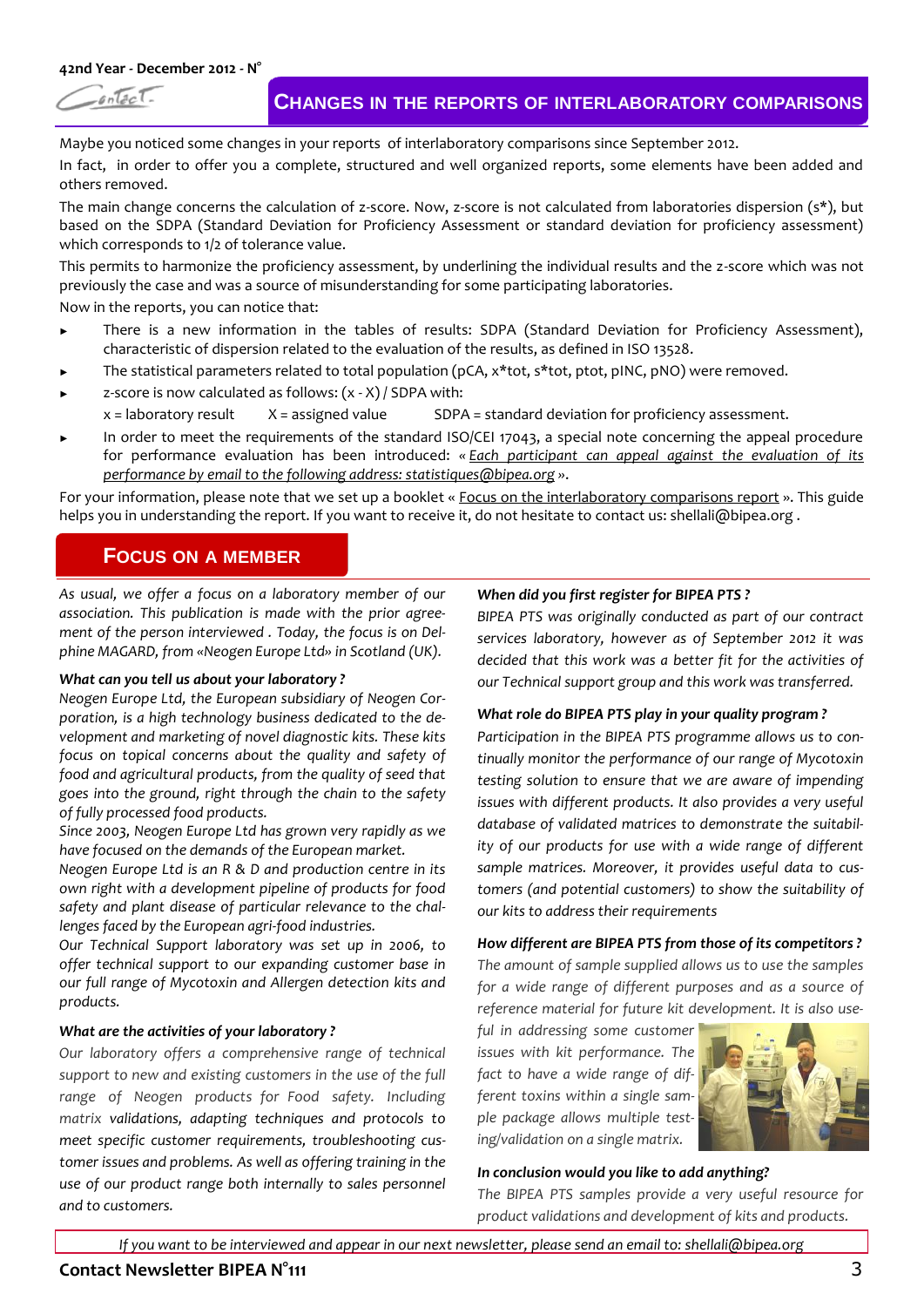## CHANGES IN THE REPORTS OF INTERLABORATORY COMPARISONS

Maybe you noticed some changes in your reports of interlaboratory comparisons since September 2012.

In fact, in order to offer you a complete, structured and well organized reports, some elements have been added and others removed.

The main change concerns the calculation of z-score. Now, z-score is not calculated from laboratories dispersion (s*), but based on the SDPA (Standard Deviation for Proficiency Assessment or standard deviation for proficiency assessment) which corresponds to 1/2 of tolerance value.

This permits to harmonize the proficiency assessment, by underlining the individual results and the z-score which was not previously the case and was a source of misunderstanding for some participating laboratories.

Now in the reports, you can notice that:

- There is a new information in the tables of results: SDPA (Standard Deviation for Proficiency Assessment), characteristic of dispersion related to the evaluation of the results, as defined in ISO 13528.
- The statistical parameters related to total population (pCA, x*tot, s*tot, ptot, pINC, pNO) were removed.
- z-score is now calculated as follows: (x - X) / SDPA with:

  x = laboratory result  X = assigned value  SDPA = standard deviation for proficiency assessment.
- In order to meet the requirements of the standard ISO/CEI 17043, a special note concerning the appeal procedure for performance evaluation has been introduced: « Each participant can appeal against the evaluation of its performance by email to the following address: statistiques@bipea.org ».

For your information, please note that we set up a booklet « Focus on the interlaboratory comparisons report ». This guide helps you in understanding the report. If you want to receive it, do not hesitate to contact us: shellali@bipea.org .

## FOCUS ON A MEMBER

*As usual, we offer a focus on a laboratory member of our association. This publication is made with the prior agreement of the person interviewed . Today, the focus is on Delphine MAGARD, from «Neogen Europe Ltd» in Scotland (UK).*

***What can you tell us about your laboratory ?***

*Neogen Europe Ltd, the European subsidiary of Neogen Corporation, is a high technology business dedicated to the development and marketing of novel diagnostic kits. These kits focus on topical concerns about the quality and safety of food and agricultural products, from the quality of seed that goes into the ground, right through the chain to the safety of fully processed food products.*

*Since 2003, Neogen Europe Ltd has grown very rapidly as we have focused on the demands of the European market.*

*Neogen Europe Ltd is an R & D and production centre in its own right with a development pipeline of products for food safety and plant disease of particular relevance to the challenges faced by the European agri-food industries.*

*Our Technical Support laboratory was set up in 2006, to offer technical support to our expanding customer base in our full range of Mycotoxin and Allergen detection kits and products.*

***What are the activities of your laboratory ?***

*Our laboratory offers a comprehensive range of technical support to new and existing customers in the use of the full range of Neogen products for Food safety. Including matrix validations, adapting techniques and protocols to meet specific customer requirements, troubleshooting customer issues and problems. As well as offering training in the use of our product range both internally to sales personnel and to customers.*

***When did you first register for BIPEA PTS ?***

*BIPEA PTS was originally conducted as part of our contract services laboratory, however as of September 2012 it was decided that this work was a better fit for the activities of our Technical support group and this work was transferred.*

***What role do BIPEA PTS play in your quality program ?***

*Participation in the BIPEA PTS programme allows us to continually monitor the performance of our range of Mycotoxin testing solution to ensure that we are aware of impending issues with different products. It also provides a very useful database of validated matrices to demonstrate the suitability of our products for use with a wide range of different sample matrices. Moreover, it provides useful data to customers (and potential customers) to show the suitability of our kits to address their requirements*

***How different are BIPEA PTS from those of its competitors ?***

*The amount of sample supplied allows us to use the samples for a wide range of different purposes and as a source of reference material for future kit development. It is also useful in addressing some customer issues with kit performance. The fact to have a wide range of different toxins within a single sample package allows multiple testing/validation on a single matrix.*

***In conclusion would you like to add anything?***

*The BIPEA PTS samples provide a very useful resource for product validations and development of kits and products.*

*If you want to be interviewed and appear in our next newsletter, please send an email to: shellali@bipea.org*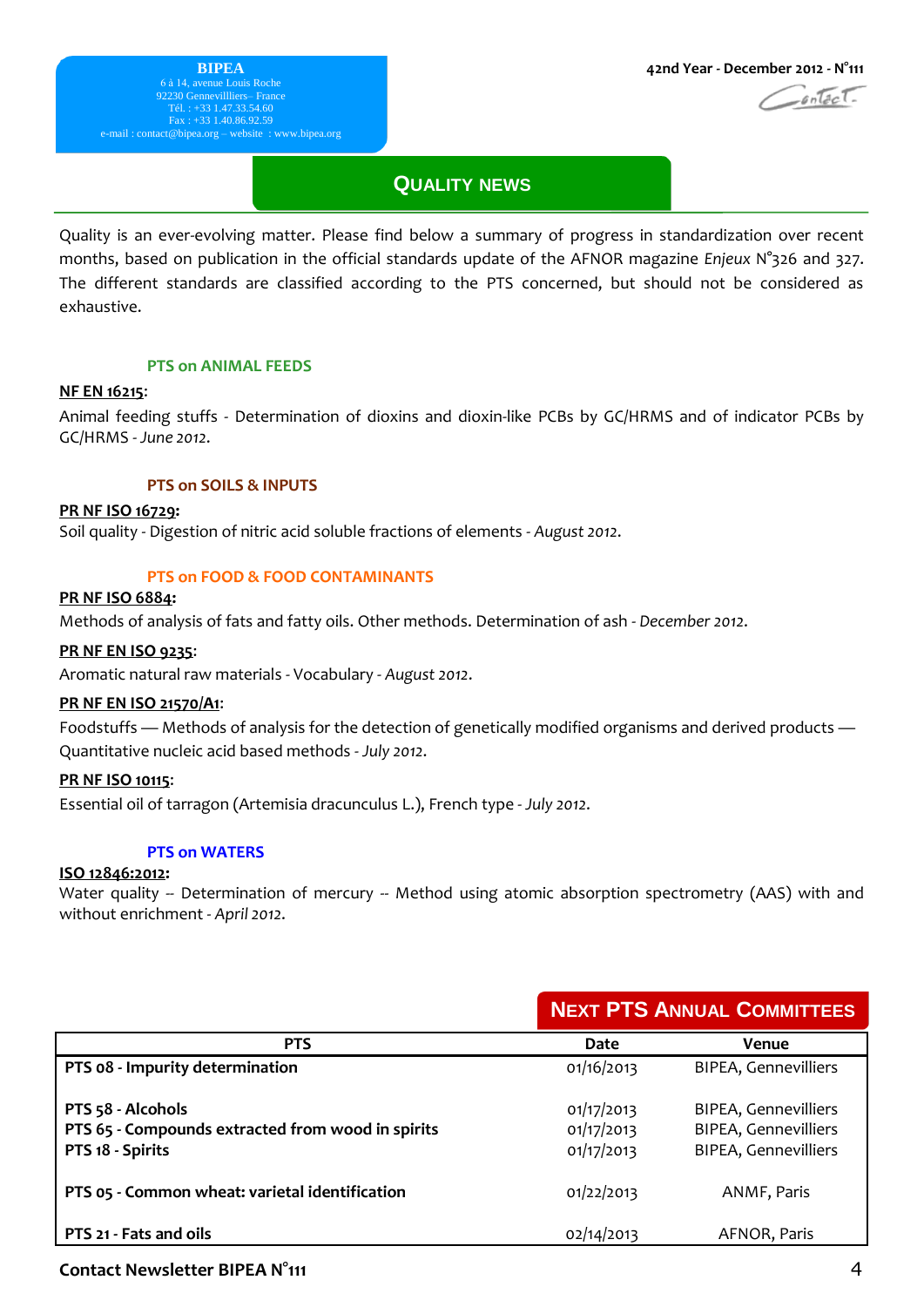**BIPEA**
6 à 14, avenue Louis Roche
92230 Gennevillliers– France
Tél. : +33 1.47.33.54.60
Fax : +33 1.40.86.92.59
e-mail : contact@bipea.org – website : www.bipea.org

42nd Year - December 2012 - N°111

## QUALITY NEWS

Quality is an ever-evolving matter. Please find below a summary of progress in standardization over recent months, based on publication in the official standards update of the AFNOR magazine *Enjeux* N°326 and 327. The different standards are classified according to the PTS concerned, but should not be considered as exhaustive.

### PTS on ANIMAL FEEDS

**NF EN 16215**:

Animal feeding stuffs - Determination of dioxins and dioxin-like PCBs by GC/HRMS and of indicator PCBs by GC/HRMS - *June 2012*.

### PTS on SOILS & INPUTS

**PR NF ISO 16729:**

Soil quality - Digestion of nitric acid soluble fractions of elements - *August 2012*.

### PTS on FOOD & FOOD CONTAMINANTS

**PR NF ISO 6884:**

Methods of analysis of fats and fatty oils. Other methods. Determination of ash - *December 2012*.

**PR NF EN ISO 9235**:

Aromatic natural raw materials - Vocabulary - *August 2012*.

**PR NF EN ISO 21570/A1**:

Foodstuffs — Methods of analysis for the detection of genetically modified organisms and derived products — Quantitative nucleic acid based methods - *July 2012*.

**PR NF ISO 10115**:

Essential oil of tarragon (Artemisia dracunculus L.), French type - *July 2012*.

### PTS on WATERS

**ISO 12846:2012:**

Water quality -- Determination of mercury -- Method using atomic absorption spectrometry (AAS) with and without enrichment - *April 2012*.

## NEXT PTS ANNUAL COMMITTEES

| PTS | Date | Venue |
|---|---|---|
| **PTS 08 - Impurity determination** | 01/16/2013 | BIPEA, Gennevilliers |
| **PTS 58 - Alcohols** | 01/17/2013 | BIPEA, Gennevilliers |
| **PTS 65 - Compounds extracted from wood in spirits** | 01/17/2013 | BIPEA, Gennevilliers |
| **PTS 18 - Spirits** | 01/17/2013 | BIPEA, Gennevilliers |
| **PTS 05 - Common wheat: varietal identification** | 01/22/2013 | ANMF, Paris |
| **PTS 21 - Fats and oils** | 02/14/2013 | AFNOR, Paris |